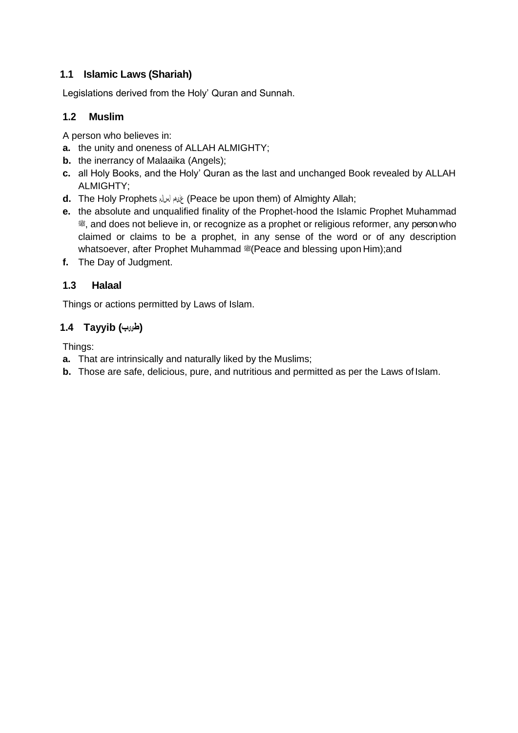### 1.1 Islamic Laws (Shariah)

Legislations derived from the Holy' Quran and Sunnah.

### 1.2 Muslim

A person who believes in:

- **a.** the unity and oneness of ALLAH ALMIGHTY;
- **b.** the inerrancy of Malaaika (Angels);
- **c.** all Holy Books, and the Holy' Quran as the last and unchanged Book revealed by ALLAH ALMIGHTY;
- **d.** The Holy Prophets علیہم السلام (Peace be upon them) of Almighty Allah;
- **e.** the absolute and unqualified finality of the Prophet-hood the Islamic Prophet Muhammad ﷺ, and does not believe in, or recognize as a prophet or religious reformer, any person who claimed or claims to be a prophet, in any sense of the word or of any description whatsoever, after Prophet Muhammad ﷺ(Peace and blessing upon Him);and
- **f.** The Day of Judgment.

### 1.3 Halaal

Things or actions permitted by Laws of Islam.

### 1.4 Tayyib (طیب)

Things:

- **a.** That are intrinsically and naturally liked by the Muslims;
- **b.** Those are safe, delicious, pure, and nutritious and permitted as per the Laws of Islam.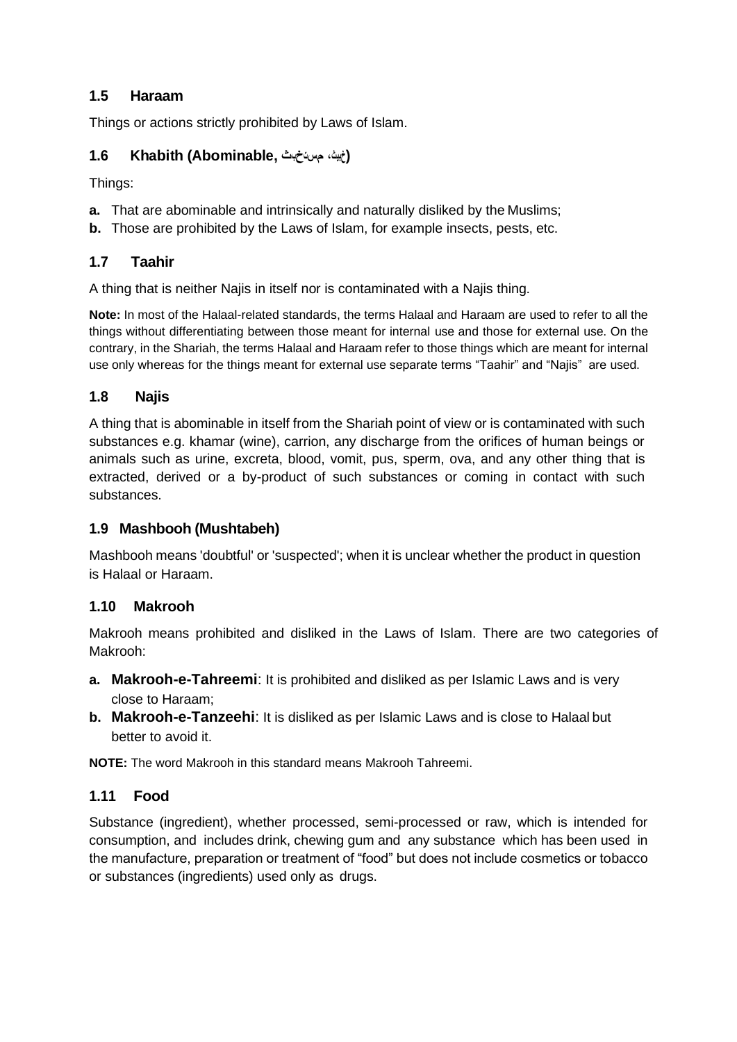## 1.5 Haraam

Things or actions strictly prohibited by Laws of Islam.

## 1.6 Khabith (Abominable, خبیث، مستخبث)

Things:

**a.** That are abominable and intrinsically and naturally disliked by the Muslims;

**b.** Those are prohibited by the Laws of Islam, for example insects, pests, etc.

## 1.7 Taahir

A thing that is neither Najis in itself nor is contaminated with a Najis thing.

**Note:** In most of the Halaal-related standards, the terms Halaal and Haraam are used to refer to all the things without differentiating between those meant for internal use and those for external use. On the contrary, in the Shariah, the terms Halaal and Haraam refer to those things which are meant for internal use only whereas for the things meant for external use separate terms "Taahir" and "Najis" are used.

## 1.8 Najis

A thing that is abominable in itself from the Shariah point of view or is contaminated with such substances e.g. khamar (wine), carrion, any discharge from the orifices of human beings or animals such as urine, excreta, blood, vomit, pus, sperm, ova, and any other thing that is extracted, derived or a by-product of such substances or coming in contact with such substances.

## 1.9 Mashbooh (Mushtabeh)

Mashbooh means 'doubtful' or 'suspected'; when it is unclear whether the product in question is Halaal or Haraam.

## 1.10 Makrooh

Makrooh means prohibited and disliked in the Laws of Islam. There are two categories of Makrooh:

**a. Makrooh-e-Tahreemi**: It is prohibited and disliked as per Islamic Laws and is very close to Haraam;

**b. Makrooh-e-Tanzeehi**: It is disliked as per Islamic Laws and is close to Halaal but better to avoid it.

**NOTE:** The word Makrooh in this standard means Makrooh Tahreemi.

## 1.11 Food

Substance (ingredient), whether processed, semi-processed or raw, which is intended for consumption, and includes drink, chewing gum and any substance which has been used in the manufacture, preparation or treatment of "food" but does not include cosmetics or tobacco or substances (ingredients) used only as drugs.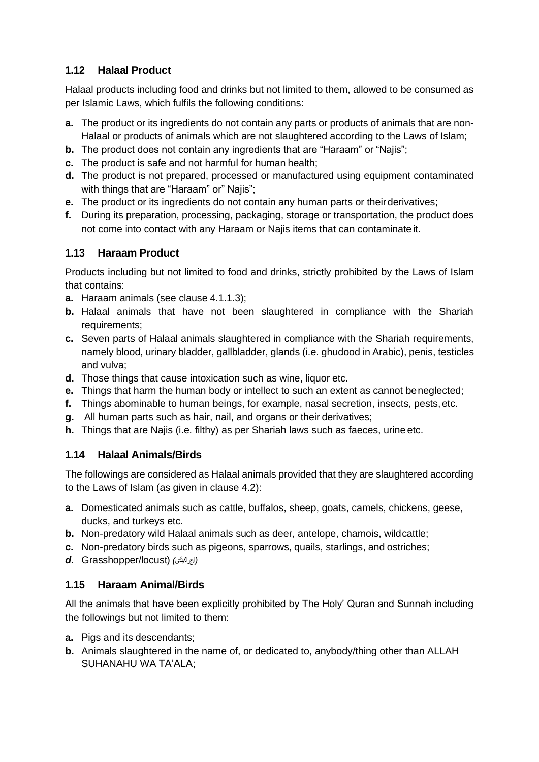### 1.12 Halaal Product

Halaal products including food and drinks but not limited to them, allowed to be consumed as per Islamic Laws, which fulfils the following conditions:

**a.** The product or its ingredients do not contain any parts or products of animals that are non-Halaal or products of animals which are not slaughtered according to the Laws of Islam;
**b.** The product does not contain any ingredients that are "Haraam" or "Najis";
**c.** The product is safe and not harmful for human health;
**d.** The product is not prepared, processed or manufactured using equipment contaminated with things that are "Haraam" or" Najis";
**e.** The product or its ingredients do not contain any human parts or their derivatives;
**f.** During its preparation, processing, packaging, storage or transportation, the product does not come into contact with any Haraam or Najis items that can contaminate it.

### 1.13 Haraam Product

Products including but not limited to food and drinks, strictly prohibited by the Laws of Islam that contains:

**a.** Haraam animals (see clause 4.1.1.3);
**b.** Halaal animals that have not been slaughtered in compliance with the Shariah requirements;
**c.** Seven parts of Halaal animals slaughtered in compliance with the Shariah requirements, namely blood, urinary bladder, gallbladder, glands (i.e. ghudood in Arabic), penis, testicles and vulva;
**d.** Those things that cause intoxication such as wine, liquor etc.
**e.** Things that harm the human body or intellect to such an extent as cannot be neglected;
**f.** Things abominable to human beings, for example, nasal secretion, insects, pests, etc.
**g.** All human parts such as hair, nail, and organs or their derivatives;
**h.** Things that are Najis (i.e. filthy) as per Shariah laws such as faeces, urine etc.

### 1.14 Halaal Animals/Birds

The followings are considered as Halaal animals provided that they are slaughtered according to the Laws of Islam (as given in clause 4.2):

**a.** Domesticated animals such as cattle, buffalos, sheep, goats, camels, chickens, geese, ducks, and turkeys etc.
**b.** Non-predatory wild Halaal animals such as deer, antelope, chamois, wild cattle;
**c.** Non-predatory birds such as pigeons, sparrows, quails, starlings, and ostriches;
***d.*** Grasshopper/locust) *(الجراد)*

### 1.15 Haraam Animal/Birds

All the animals that have been explicitly prohibited by The Holy' Quran and Sunnah including the followings but not limited to them:

**a.** Pigs and its descendants;
**b.** Animals slaughtered in the name of, or dedicated to, anybody/thing other than ALLAH SUHANAHU WA TA'ALA;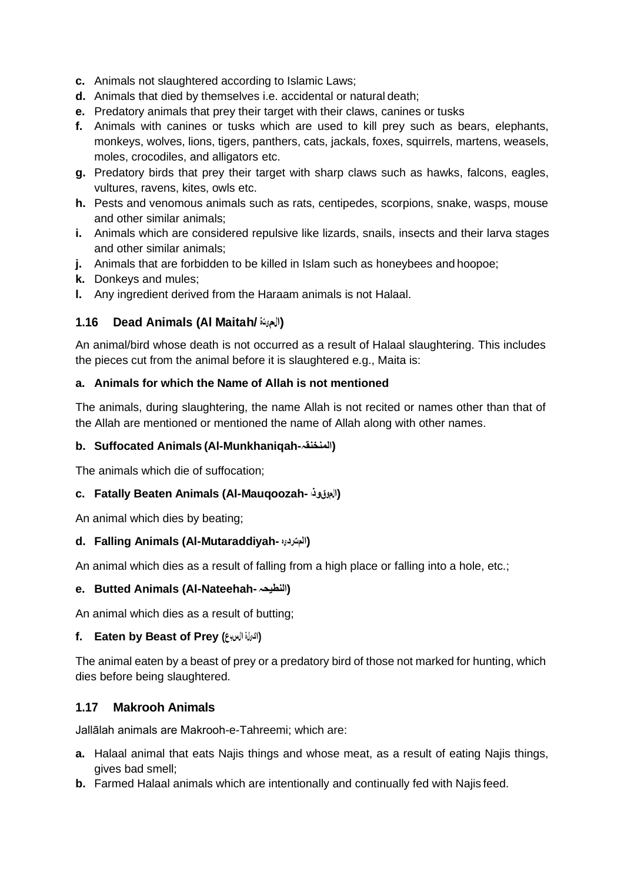- **c.** Animals not slaughtered according to Islamic Laws;
- **d.** Animals that died by themselves i.e. accidental or natural death;
- **e.** Predatory animals that prey their target with their claws, canines or tusks
- **f.** Animals with canines or tusks which are used to kill prey such as bears, elephants, monkeys, wolves, lions, tigers, panthers, cats, jackals, foxes, squirrels, martens, weasels, moles, crocodiles, and alligators etc.
- **g.** Predatory birds that prey their target with sharp claws such as hawks, falcons, eagles, vultures, ravens, kites, owls etc.
- **h.** Pests and venomous animals such as rats, centipedes, scorpions, snake, wasps, mouse and other similar animals;
- **i.** Animals which are considered repulsive like lizards, snails, insects and their larva stages and other similar animals;
- **j.** Animals that are forbidden to be killed in Islam such as honeybees and hoopoe;
- **k.** Donkeys and mules;
- **l.** Any ingredient derived from the Haraam animals is not Halaal.

### 1.16 Dead Animals (Al Maitah/ الميتة)

An animal/bird whose death is not occurred as a result of Halaal slaughtering. This includes the pieces cut from the animal before it is slaughtered e.g., Maita is:

**a. Animals for which the Name of Allah is not mentioned**

The animals, during slaughtering, the name Allah is not recited or names other than that of the Allah are mentioned or mentioned the name of Allah along with other names.

**b. Suffocated Animals (Al-Munkhaniqah-المنخنقه)**

The animals which die of suffocation;

**c. Fatally Beaten Animals (Al-Mauqoozah- الموقوذہ)**

An animal which dies by beating;

**d. Falling Animals (Al-Mutaraddiyah- المتردیہ)**

An animal which dies as a result of falling from a high place or falling into a hole, etc.;

**e. Butted Animals (Al-Nateehah- النطیحہ)**

An animal which dies as a result of butting;

**f. Eaten by Beast of Prey (اکیلۃ السبع)**

The animal eaten by a beast of prey or a predatory bird of those not marked for hunting, which dies before being slaughtered.

### 1.17 Makrooh Animals

Jallālah animals are Makrooh-e-Tahreemi; which are:

- **a.** Halaal animal that eats Najis things and whose meat, as a result of eating Najis things, gives bad smell;
- **b.** Farmed Halaal animals which are intentionally and continually fed with Najis feed.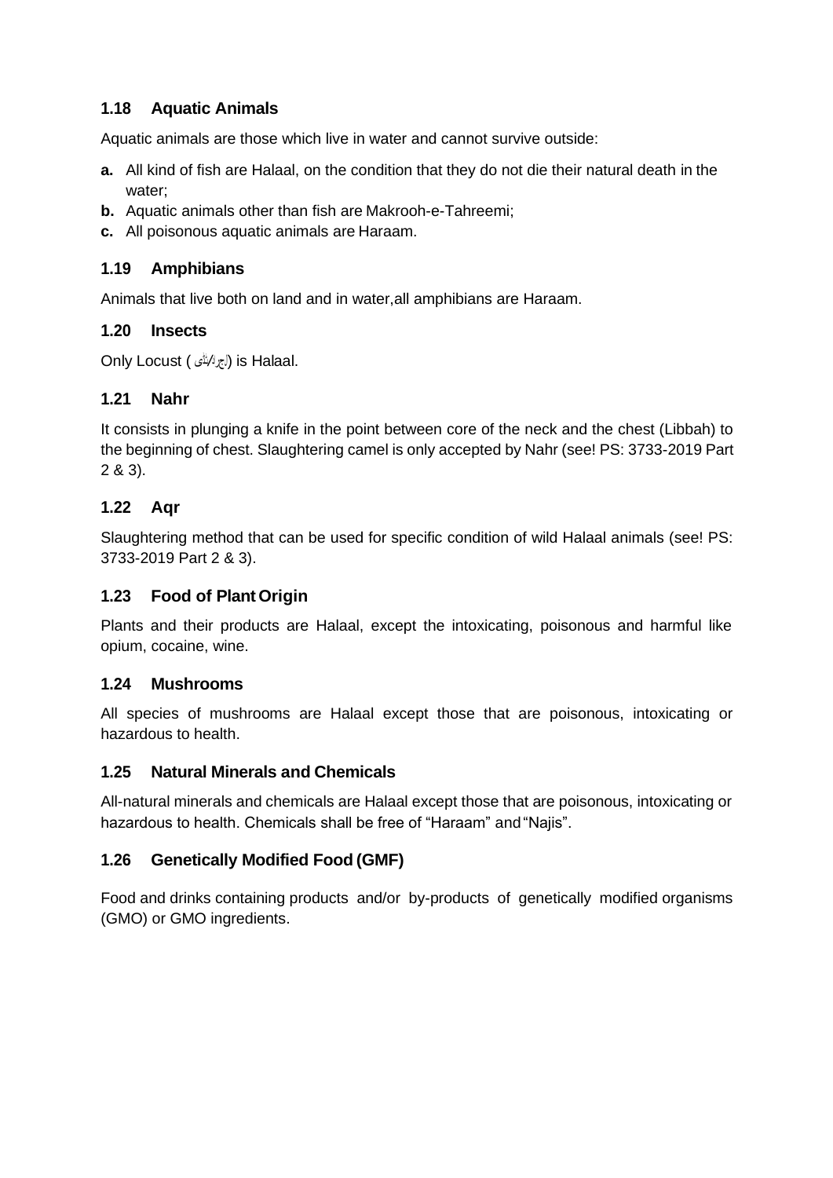### 1.18 Aquatic Animals

Aquatic animals are those which live in water and cannot survive outside:

**a.** All kind of fish are Halaal, on the condition that they do not die their natural death in the water;

**b.** Aquatic animals other than fish are Makrooh-e-Tahreemi;

**c.** All poisonous aquatic animals are Haraam.

### 1.19 Amphibians

Animals that live both on land and in water,all amphibians are Haraam.

### 1.20 Insects

Only Locust ( ٹڈی/جراد) is Halaal.

### 1.21 Nahr

It consists in plunging a knife in the point between core of the neck and the chest (Libbah) to the beginning of chest. Slaughtering camel is only accepted by Nahr (see! PS: 3733-2019 Part 2 & 3).

### 1.22 Aqr

Slaughtering method that can be used for specific condition of wild Halaal animals (see! PS: 3733-2019 Part 2 & 3).

### 1.23 Food of Plant Origin

Plants and their products are Halaal, except the intoxicating, poisonous and harmful like opium, cocaine, wine.

### 1.24 Mushrooms

All species of mushrooms are Halaal except those that are poisonous, intoxicating or hazardous to health.

### 1.25 Natural Minerals and Chemicals

All-natural minerals and chemicals are Halaal except those that are poisonous, intoxicating or hazardous to health. Chemicals shall be free of "Haraam" and "Najis".

### 1.26 Genetically Modified Food (GMF)

Food and drinks containing products and/or by-products of genetically modified organisms (GMO) or GMO ingredients.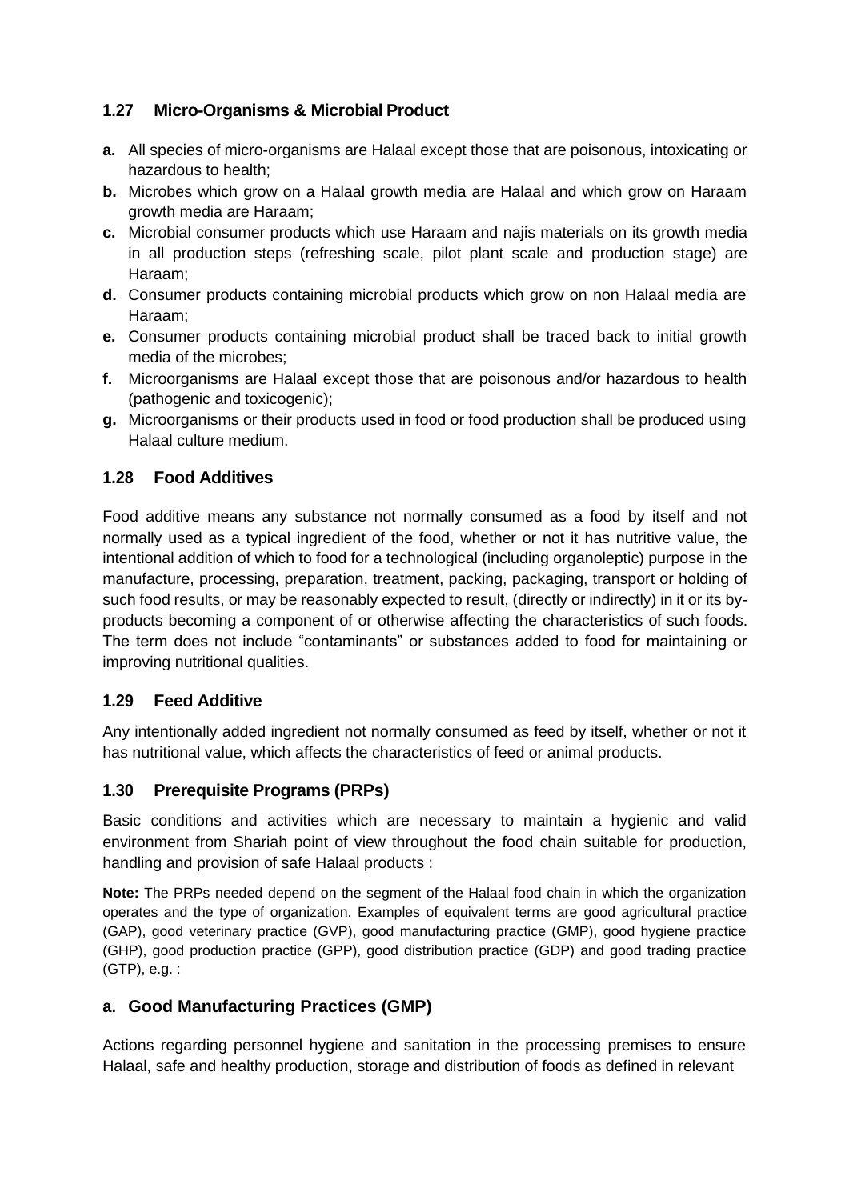### 1.27 Micro-Organisms & Microbial Product

**a.** All species of micro-organisms are Halaal except those that are poisonous, intoxicating or hazardous to health;

**b.** Microbes which grow on a Halaal growth media are Halaal and which grow on Haraam growth media are Haraam;

**c.** Microbial consumer products which use Haraam and najis materials on its growth media in all production steps (refreshing scale, pilot plant scale and production stage) are Haraam;

**d.** Consumer products containing microbial products which grow on non Halaal media are Haraam;

**e.** Consumer products containing microbial product shall be traced back to initial growth media of the microbes;

**f.** Microorganisms are Halaal except those that are poisonous and/or hazardous to health (pathogenic and toxicogenic);

**g.** Microorganisms or their products used in food or food production shall be produced using Halaal culture medium.

### 1.28 Food Additives

Food additive means any substance not normally consumed as a food by itself and not normally used as a typical ingredient of the food, whether or not it has nutritive value, the intentional addition of which to food for a technological (including organoleptic) purpose in the manufacture, processing, preparation, treatment, packing, packaging, transport or holding of such food results, or may be reasonably expected to result, (directly or indirectly) in it or its by-products becoming a component of or otherwise affecting the characteristics of such foods. The term does not include "contaminants" or substances added to food for maintaining or improving nutritional qualities.

### 1.29 Feed Additive

Any intentionally added ingredient not normally consumed as feed by itself, whether or not it has nutritional value, which affects the characteristics of feed or animal products.

### 1.30 Prerequisite Programs (PRPs)

Basic conditions and activities which are necessary to maintain a hygienic and valid environment from Shariah point of view throughout the food chain suitable for production, handling and provision of safe Halaal products :

**Note:** The PRPs needed depend on the segment of the Halaal food chain in which the organization operates and the type of organization. Examples of equivalent terms are good agricultural practice (GAP), good veterinary practice (GVP), good manufacturing practice (GMP), good hygiene practice (GHP), good production practice (GPP), good distribution practice (GDP) and good trading practice (GTP), e.g. :

### a. Good Manufacturing Practices (GMP)

Actions regarding personnel hygiene and sanitation in the processing premises to ensure Halaal, safe and healthy production, storage and distribution of foods as defined in relevant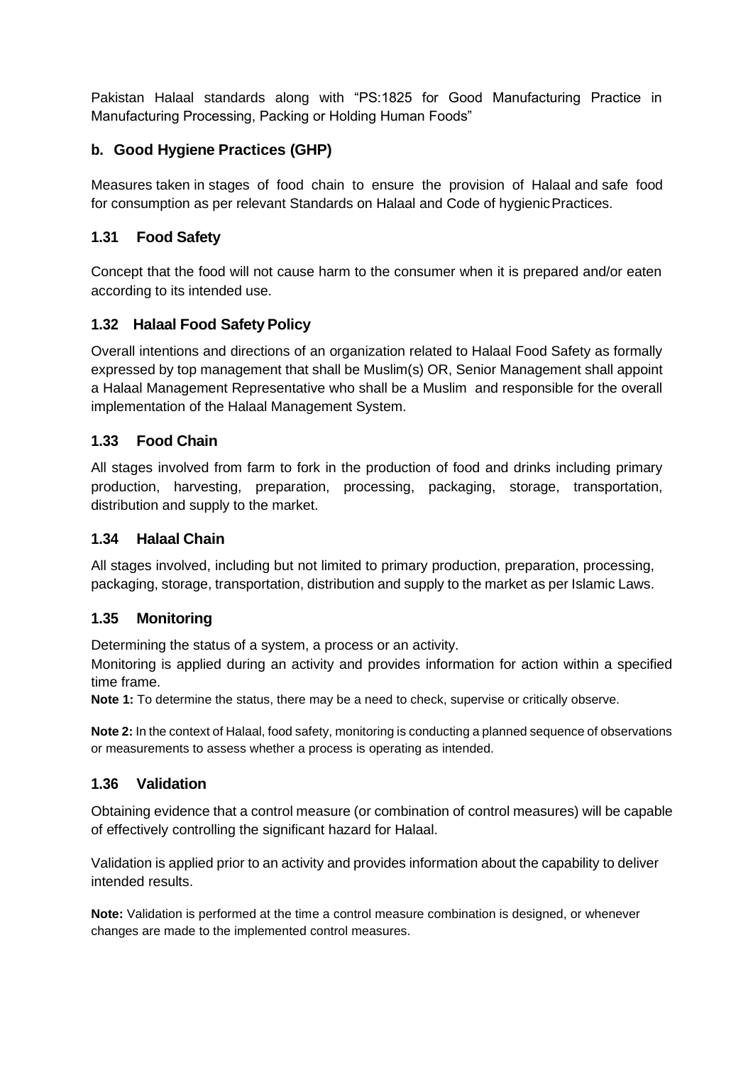Pakistan Halaal standards along with "PS:1825 for Good Manufacturing Practice in Manufacturing Processing, Packing or Holding Human Foods"

### b. Good Hygiene Practices (GHP)

Measures taken in stages of food chain to ensure the provision of Halaal and safe food for consumption as per relevant Standards on Halaal and Code of hygienic Practices.

### 1.31 Food Safety

Concept that the food will not cause harm to the consumer when it is prepared and/or eaten according to its intended use.

### 1.32 Halaal Food Safety Policy

Overall intentions and directions of an organization related to Halaal Food Safety as formally expressed by top management that shall be Muslim(s) OR, Senior Management shall appoint a Halaal Management Representative who shall be a Muslim and responsible for the overall implementation of the Halaal Management System.

### 1.33 Food Chain

All stages involved from farm to fork in the production of food and drinks including primary production, harvesting, preparation, processing, packaging, storage, transportation, distribution and supply to the market.

### 1.34 Halaal Chain

All stages involved, including but not limited to primary production, preparation, processing, packaging, storage, transportation, distribution and supply to the market as per Islamic Laws.

### 1.35 Monitoring

Determining the status of a system, a process or an activity.

Monitoring is applied during an activity and provides information for action within a specified time frame.

**Note 1:** To determine the status, there may be a need to check, supervise or critically observe.

**Note 2:** In the context of Halaal, food safety, monitoring is conducting a planned sequence of observations or measurements to assess whether a process is operating as intended.

### 1.36 Validation

Obtaining evidence that a control measure (or combination of control measures) will be capable of effectively controlling the significant hazard for Halaal.

Validation is applied prior to an activity and provides information about the capability to deliver intended results.

**Note:** Validation is performed at the time a control measure combination is designed, or whenever changes are made to the implemented control measures.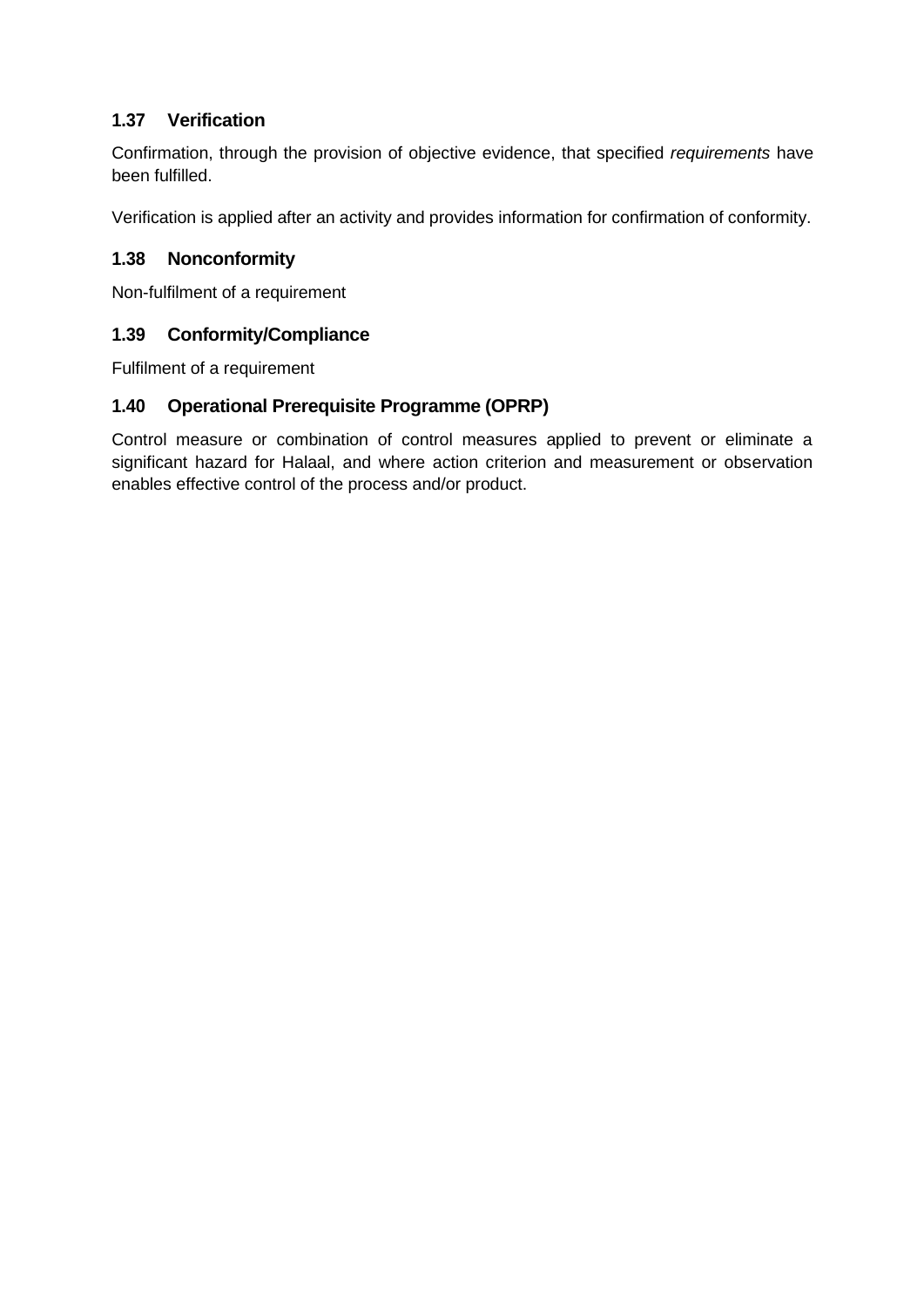### 1.37 Verification

Confirmation, through the provision of objective evidence, that specified *requirements* have been fulfilled.

Verification is applied after an activity and provides information for confirmation of conformity.

### 1.38 Nonconformity

Non-fulfilment of a requirement

### 1.39 Conformity/Compliance

Fulfilment of a requirement

### 1.40 Operational Prerequisite Programme (OPRP)

Control measure or combination of control measures applied to prevent or eliminate a significant hazard for Halaal, and where action criterion and measurement or observation enables effective control of the process and/or product.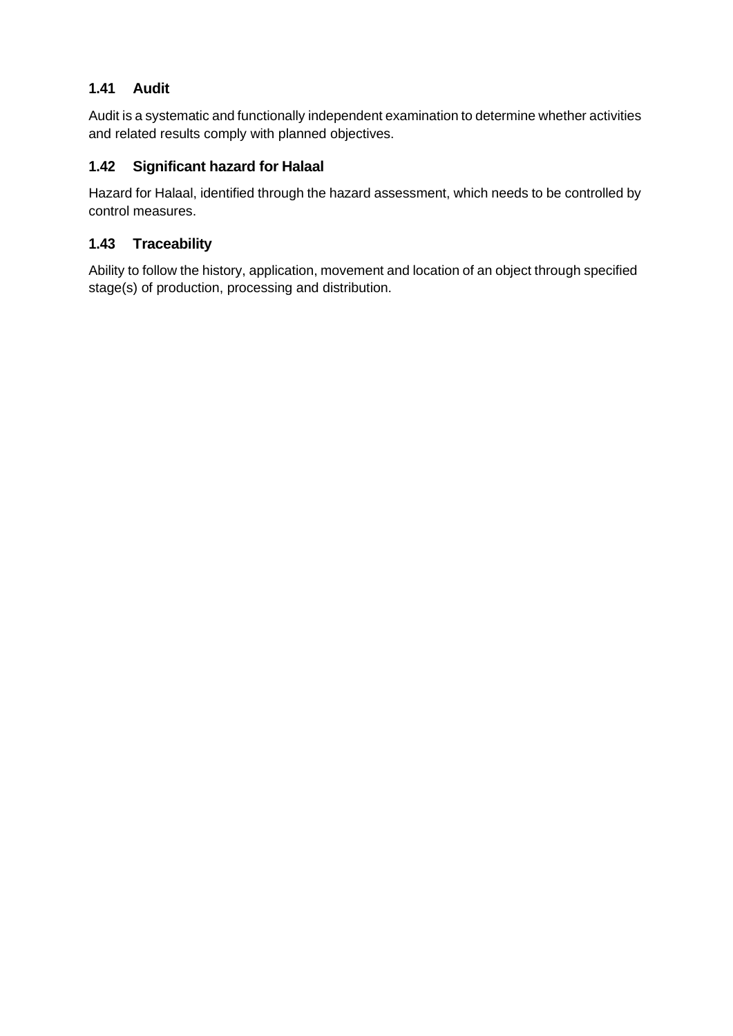### 1.41 Audit

Audit is a systematic and functionally independent examination to determine whether activities and related results comply with planned objectives.

### 1.42 Significant hazard for Halaal

Hazard for Halaal, identified through the hazard assessment, which needs to be controlled by control measures.

### 1.43 Traceability

Ability to follow the history, application, movement and location of an object through specified stage(s) of production, processing and distribution.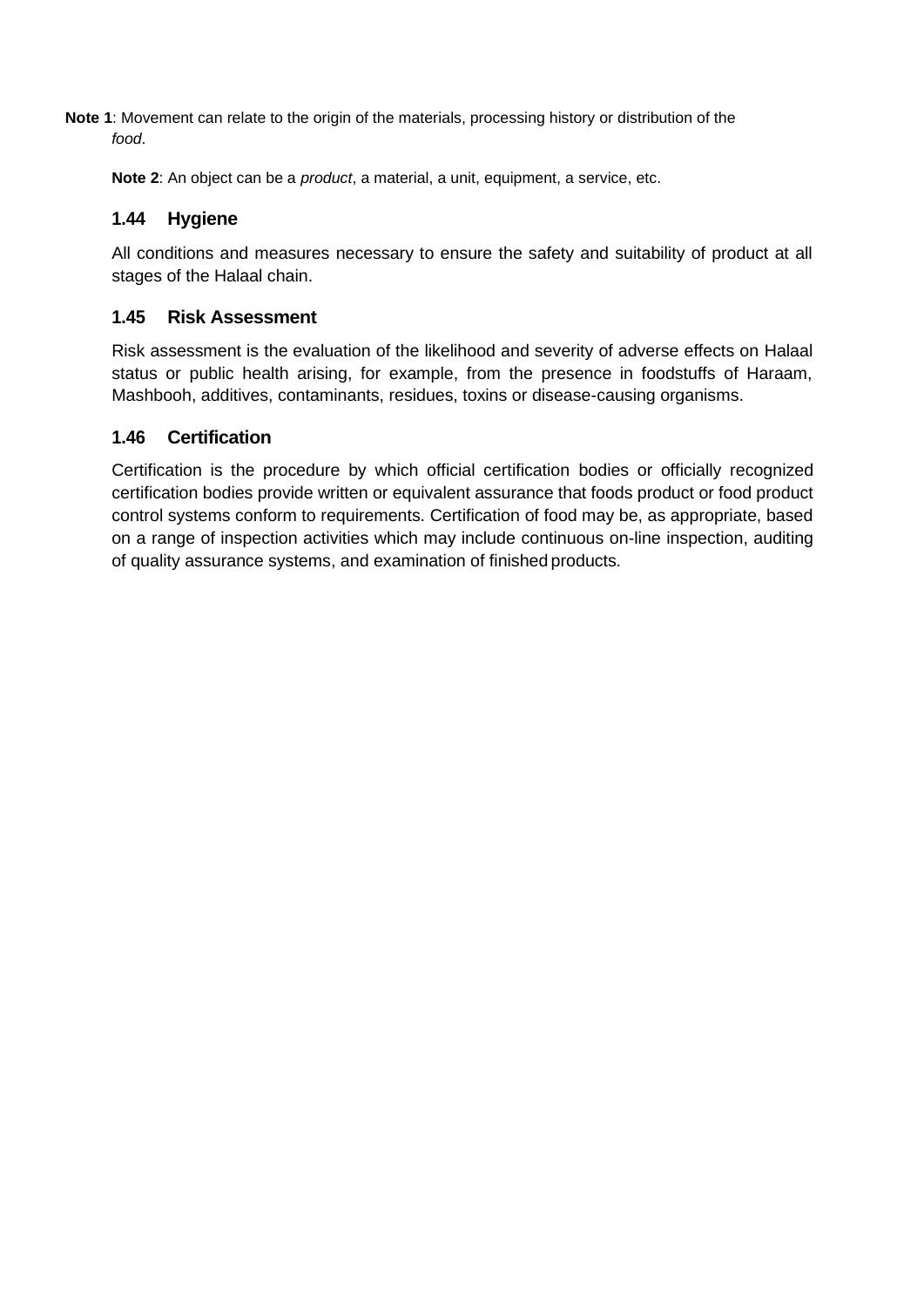**Note 1**: Movement can relate to the origin of the materials, processing history or distribution of the *food*.

**Note 2**: An object can be a *product*, a material, a unit, equipment, a service, etc.

### 1.44 Hygiene

All conditions and measures necessary to ensure the safety and suitability of product at all stages of the Halaal chain.

### 1.45 Risk Assessment

Risk assessment is the evaluation of the likelihood and severity of adverse effects on Halaal status or public health arising, for example, from the presence in foodstuffs of Haraam, Mashbooh, additives, contaminants, residues, toxins or disease-causing organisms.

### 1.46 Certification

Certification is the procedure by which official certification bodies or officially recognized certification bodies provide written or equivalent assurance that foods product or food product control systems conform to requirements. Certification of food may be, as appropriate, based on a range of inspection activities which may include continuous on-line inspection, auditing of quality assurance systems, and examination of finished products.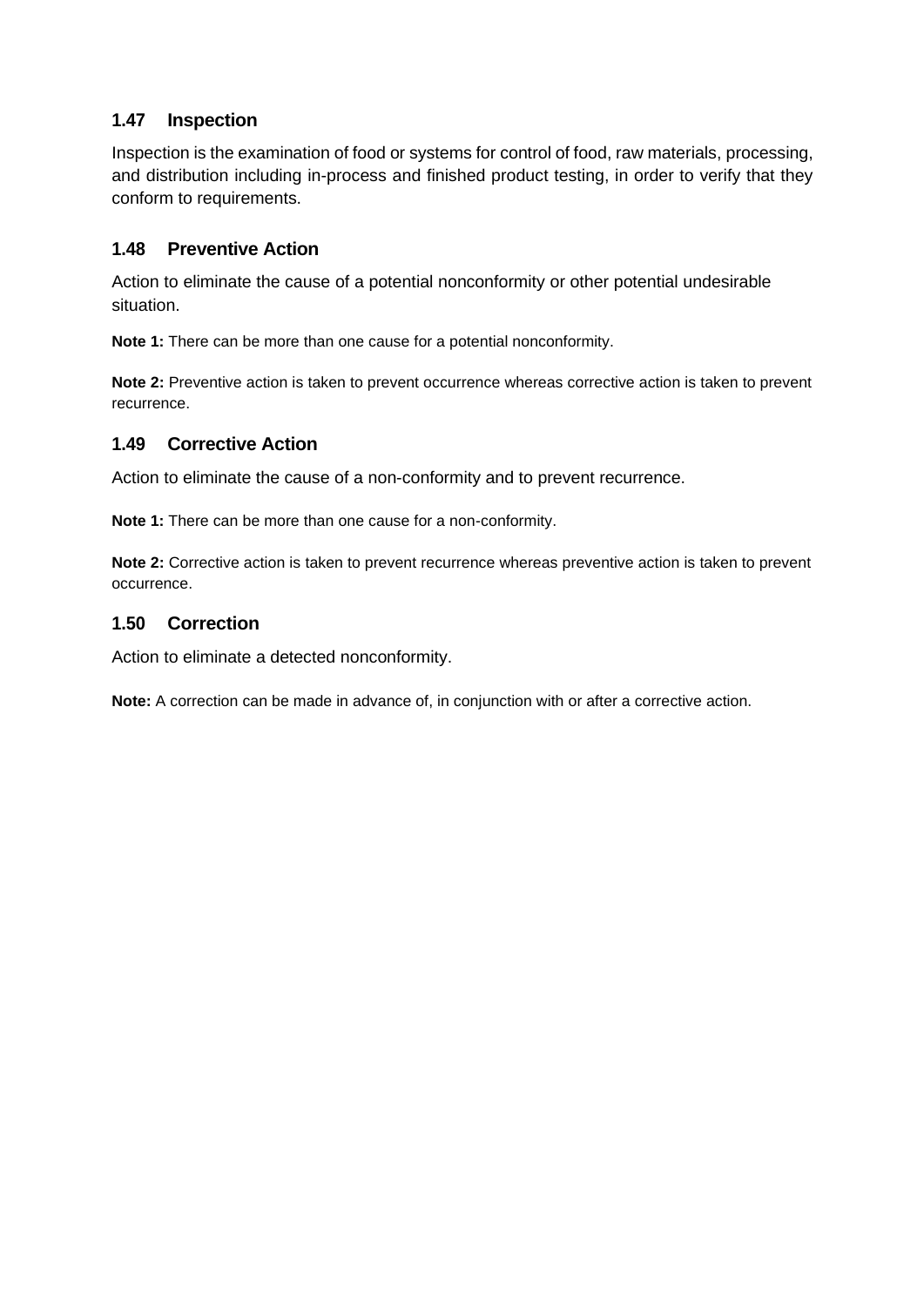### 1.47 Inspection

Inspection is the examination of food or systems for control of food, raw materials, processing, and distribution including in-process and finished product testing, in order to verify that they conform to requirements.

### 1.48 Preventive Action

Action to eliminate the cause of a potential nonconformity or other potential undesirable situation.

**Note 1:** There can be more than one cause for a potential nonconformity.

**Note 2:** Preventive action is taken to prevent occurrence whereas corrective action is taken to prevent recurrence.

### 1.49 Corrective Action

Action to eliminate the cause of a non-conformity and to prevent recurrence.

**Note 1:** There can be more than one cause for a non-conformity.

**Note 2:** Corrective action is taken to prevent recurrence whereas preventive action is taken to prevent occurrence.

### 1.50 Correction

Action to eliminate a detected nonconformity.

**Note:** A correction can be made in advance of, in conjunction with or after a corrective action.